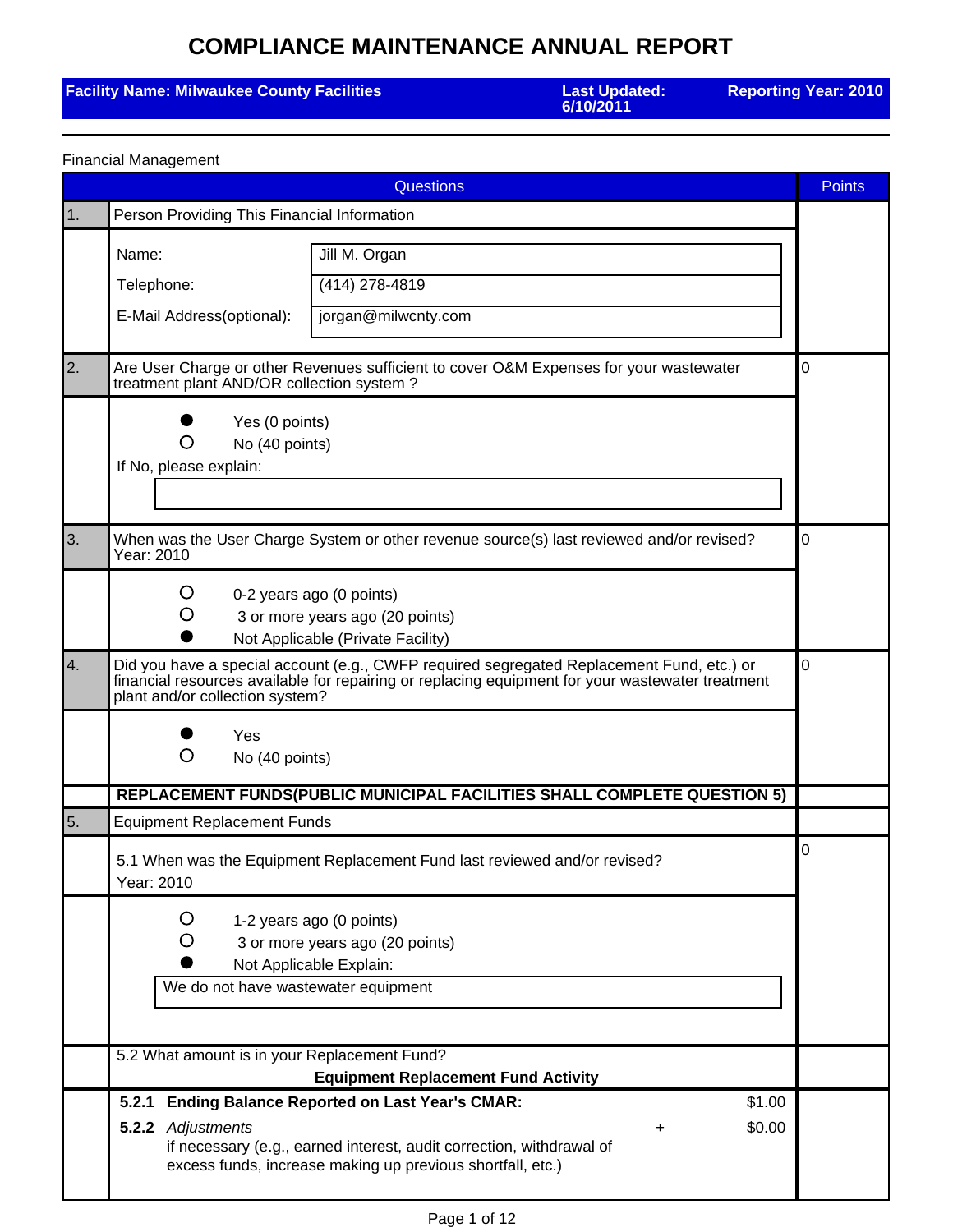# COMPLIANCE MAINTENANCE ANNUAL REPORT

**Facility Name: Milwaukee County Facilities** | **Last Updated: 6/10/2011** | **Reporting Year: 2010**

---

Financial Management

| | Questions | Points |
|---|---|---|
| 1. | Person Providing This Financial Information | |
| | Name: Jill M. Organ<br>Telephone: (414) 278-4819<br>E-Mail Address(optional): jorgan@milwcnty.com | |
| 2. | Are User Charge or other Revenues sufficient to cover O&M Expenses for your wastewater treatment plant AND/OR collection system ? | 0 |
| | ● Yes (0 points)<br>○ No (40 points)<br>If No, please explain: | |
| 3. | When was the User Charge System or other revenue source(s) last reviewed and/or revised? Year: 2010 | 0 |
| | ○ 0-2 years ago (0 points)<br>○ 3 or more years ago (20 points)<br>● Not Applicable (Private Facility) | |
| 4. | Did you have a special account (e.g., CWFP required segregated Replacement Fund, etc.) or financial resources available for repairing or replacing equipment for your wastewater treatment plant and/or collection system? | 0 |
| | ● Yes<br>○ No (40 points) | |
| | **REPLACEMENT FUNDS(PUBLIC MUNICIPAL FACILITIES SHALL COMPLETE QUESTION 5)** | |
| 5. | Equipment Replacement Funds | |
| | 5.1 When was the Equipment Replacement Fund last reviewed and/or revised? Year: 2010 | 0 |
| | ○ 1-2 years ago (0 points)<br>○ 3 or more years ago (20 points)<br>● Not Applicable Explain:<br>We do not have wastewater equipment | |
| | 5.2 What amount is in your Replacement Fund?<br>**Equipment Replacement Fund Activity** | |
| | **5.2.1 Ending Balance Reported on Last Year's CMAR:** $1.00<br>**5.2.2** *Adjustments* + $0.00<br>if necessary (e.g., earned interest, audit correction, withdrawal of excess funds, increase making up previous shortfall, etc.) | |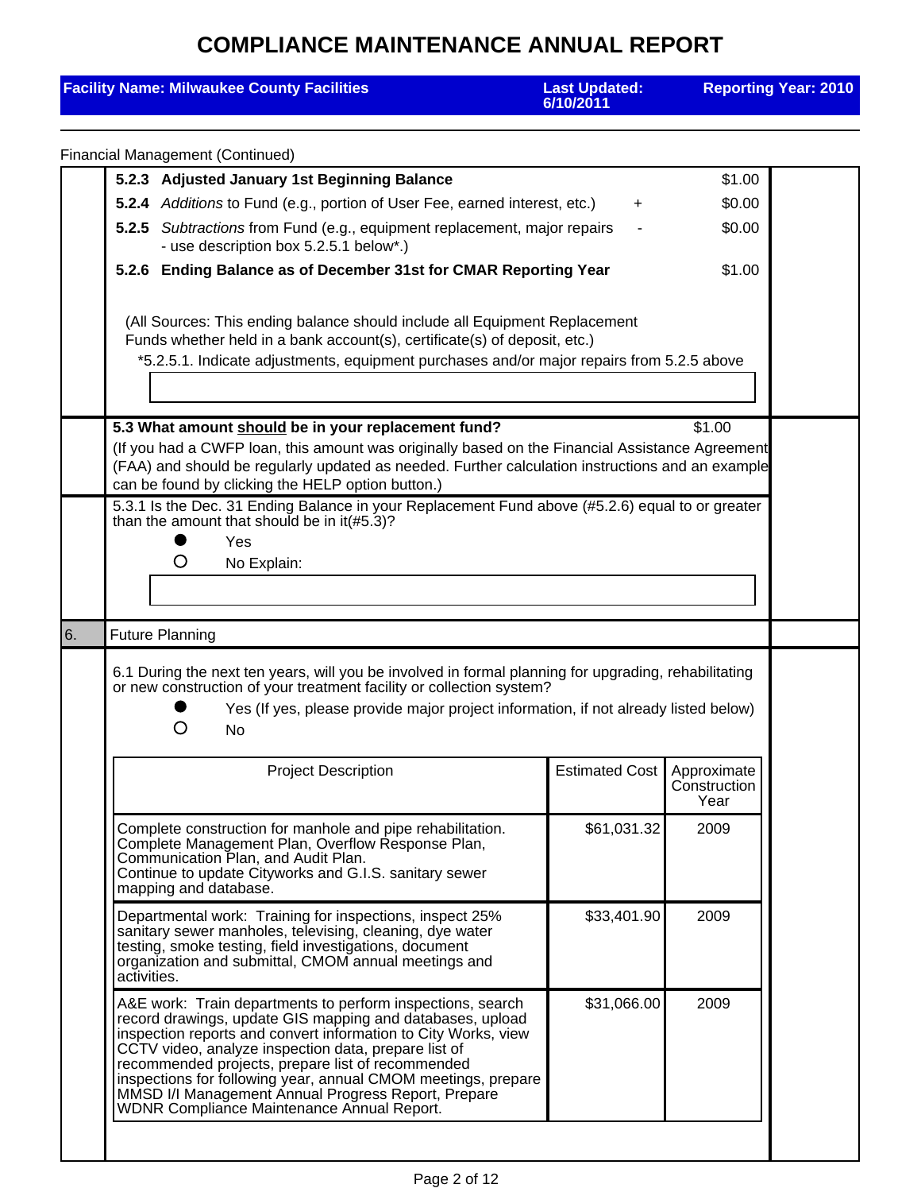# COMPLIANCE MAINTENANCE ANNUAL REPORT

**Facility Name: Milwaukee County Facilities** | **Last Updated: 6/10/2011** | **Reporting Year: 2010**

Financial Management (Continued)

| | | |
|---|---|---|
| **5.2.3 Adjusted January 1st Beginning Balance** | | $1.00 |
| **5.2.4** *Additions* to Fund (e.g., portion of User Fee, earned interest, etc.) | + | $0.00 |
| **5.2.5** *Subtractions* from Fund (e.g., equipment replacement, major repairs - use description box 5.2.5.1 below*.) | - | $0.00 |
| **5.2.6 Ending Balance as of December 31st for CMAR Reporting Year** | | $1.00 |

(All Sources: This ending balance should include all Equipment Replacement Funds whether held in a bank account(s), certificate(s) of deposit, etc.)

*5.2.5.1. Indicate adjustments, equipment purchases and/or major repairs from 5.2.5 above

**5.3 What amount should be in your replacement fund?** $1.00

(If you had a CWFP loan, this amount was originally based on the Financial Assistance Agreement (FAA) and should be regularly updated as needed. Further calculation instructions and an example can be found by clicking the HELP option button.)

5.3.1 Is the Dec. 31 Ending Balance in your Replacement Fund above (#5.2.6) equal to or greater than the amount that should be in it(#5.3)?

- ● Yes
- ○ No Explain:

## 6. Future Planning

6.1 During the next ten years, will you be involved in formal planning for upgrading, rehabilitating or new construction of your treatment facility or collection system?

- ● Yes (If yes, please provide major project information, if not already listed below)
- ○ No

| Project Description | Estimated Cost | Approximate Construction Year |
|---|---|---|
| Complete construction for manhole and pipe rehabilitation. Complete Management Plan, Overflow Response Plan, Communication Plan, and Audit Plan. Continue to update Cityworks and G.I.S. sanitary sewer mapping and database. | $61,031.32 | 2009 |
| Departmental work: Training for inspections, inspect 25% sanitary sewer manholes, televising, cleaning, dye water testing, smoke testing, field investigations, document organization and submittal, CMOM annual meetings and activities. | $33,401.90 | 2009 |
| A&E work: Train departments to perform inspections, search record drawings, update GIS mapping and databases, upload inspection reports and convert information to City Works, view CCTV video, analyze inspection data, prepare list of recommended projects, prepare list of recommended inspections for following year, annual CMOM meetings, prepare MMSD I/I Management Annual Progress Report, Prepare WDNR Compliance Maintenance Annual Report. | $31,066.00 | 2009 |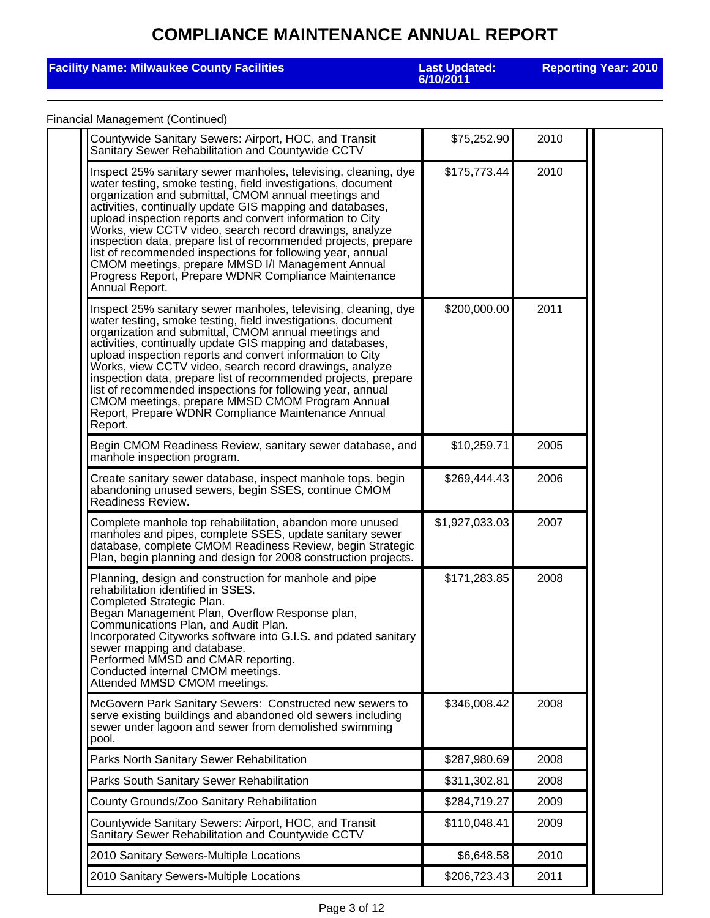# COMPLIANCE MAINTENANCE ANNUAL REPORT

**Facility Name: Milwaukee County Facilities** | **Last Updated: 6/10/2011** | **Reporting Year: 2010**

Financial Management (Continued)

| | Description | Amount | Year | | |
|---|---|---|---|---|---|
| | Countywide Sanitary Sewers: Airport, HOC, and Transit Sanitary Sewer Rehabilitation and Countywide CCTV | $75,252.90 | 2010 | | |
| | Inspect 25% sanitary sewer manholes, televising, cleaning, dye water testing, smoke testing, field investigations, document organization and submittal, CMOM annual meetings and activities, continually update GIS mapping and databases, upload inspection reports and convert information to City Works, view CCTV video, search record drawings, analyze inspection data, prepare list of recommended projects, prepare list of recommended inspections for following year, annual CMOM meetings, prepare MMSD I/I Management Annual Progress Report, Prepare WDNR Compliance Maintenance Annual Report. | $175,773.44 | 2010 | | |
| | Inspect 25% sanitary sewer manholes, televising, cleaning, dye water testing, smoke testing, field investigations, document organization and submittal, CMOM annual meetings and activities, continually update GIS mapping and databases, upload inspection reports and convert information to City Works, view CCTV video, search record drawings, analyze inspection data, prepare list of recommended projects, prepare list of recommended inspections for following year, annual CMOM meetings, prepare MMSD CMOM Program Annual Report, Prepare WDNR Compliance Maintenance Annual Report. | $200,000.00 | 2011 | | |
| | Begin CMOM Readiness Review, sanitary sewer database, and manhole inspection program. | $10,259.71 | 2005 | | |
| | Create sanitary sewer database, inspect manhole tops, begin abandoning unused sewers, begin SSES, continue CMOM Readiness Review. | $269,444.43 | 2006 | | |
| | Complete manhole top rehabilitation, abandon more unused manholes and pipes, complete SSES, update sanitary sewer database, complete CMOM Readiness Review, begin Strategic Plan, begin planning and design for 2008 construction projects. | $1,927,033.03 | 2007 | | |
| | Planning, design and construction for manhole and pipe rehabilitation identified in SSES.<br>Completed Strategic Plan.<br>Began Management Plan, Overflow Response plan, Communications Plan, and Audit Plan.<br>Incorporated Cityworks software into G.I.S. and pdated sanitary sewer mapping and database.<br>Performed MMSD and CMAR reporting.<br>Conducted internal CMOM meetings.<br>Attended MMSD CMOM meetings. | $171,283.85 | 2008 | | |
| | McGovern Park Sanitary Sewers: Constructed new sewers to serve existing buildings and abandoned old sewers including sewer under lagoon and sewer from demolished swimming pool. | $346,008.42 | 2008 | | |
| | Parks North Sanitary Sewer Rehabilitation | $287,980.69 | 2008 | | |
| | Parks South Sanitary Sewer Rehabilitation | $311,302.81 | 2008 | | |
| | County Grounds/Zoo Sanitary Rehabilitation | $284,719.27 | 2009 | | |
| | Countywide Sanitary Sewers: Airport, HOC, and Transit Sanitary Sewer Rehabilitation and Countywide CCTV | $110,048.41 | 2009 | | |
| | 2010 Sanitary Sewers-Multiple Locations | $6,648.58 | 2010 | | |
| | 2010 Sanitary Sewers-Multiple Locations | $206,723.43 | 2011 | | |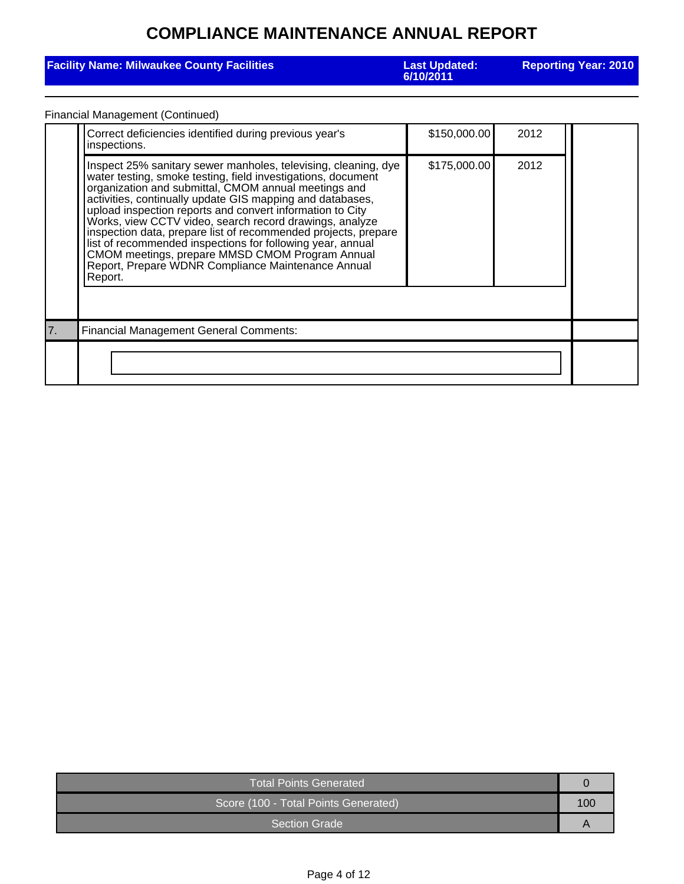# COMPLIANCE MAINTENANCE ANNUAL REPORT

**Facility Name: Milwaukee County Facilities** | **Last Updated: 6/10/2011** | **Reporting Year: 2010**

Financial Management (Continued)

| Description | Cost | Year |
|---|---|---|
| Correct deficiencies identified during previous year's inspections. | $150,000.00 | 2012 |
| Inspect 25% sanitary sewer manholes, televising, cleaning, dye water testing, smoke testing, field investigations, document organization and submittal, CMOM annual meetings and activities, continually update GIS mapping and databases, upload inspection reports and convert information to City Works, view CCTV video, search record drawings, analyze inspection data, prepare list of recommended projects, prepare list of recommended inspections for following year, annual CMOM meetings, prepare MMSD CMOM Program Annual Report, Prepare WDNR Compliance Maintenance Annual Report. | $175,000.00 | 2012 |

7. Financial Management General Comments:

| | |
|---|---|
| Total Points Generated | 0 |
| Score (100 - Total Points Generated) | 100 |
| Section Grade | A |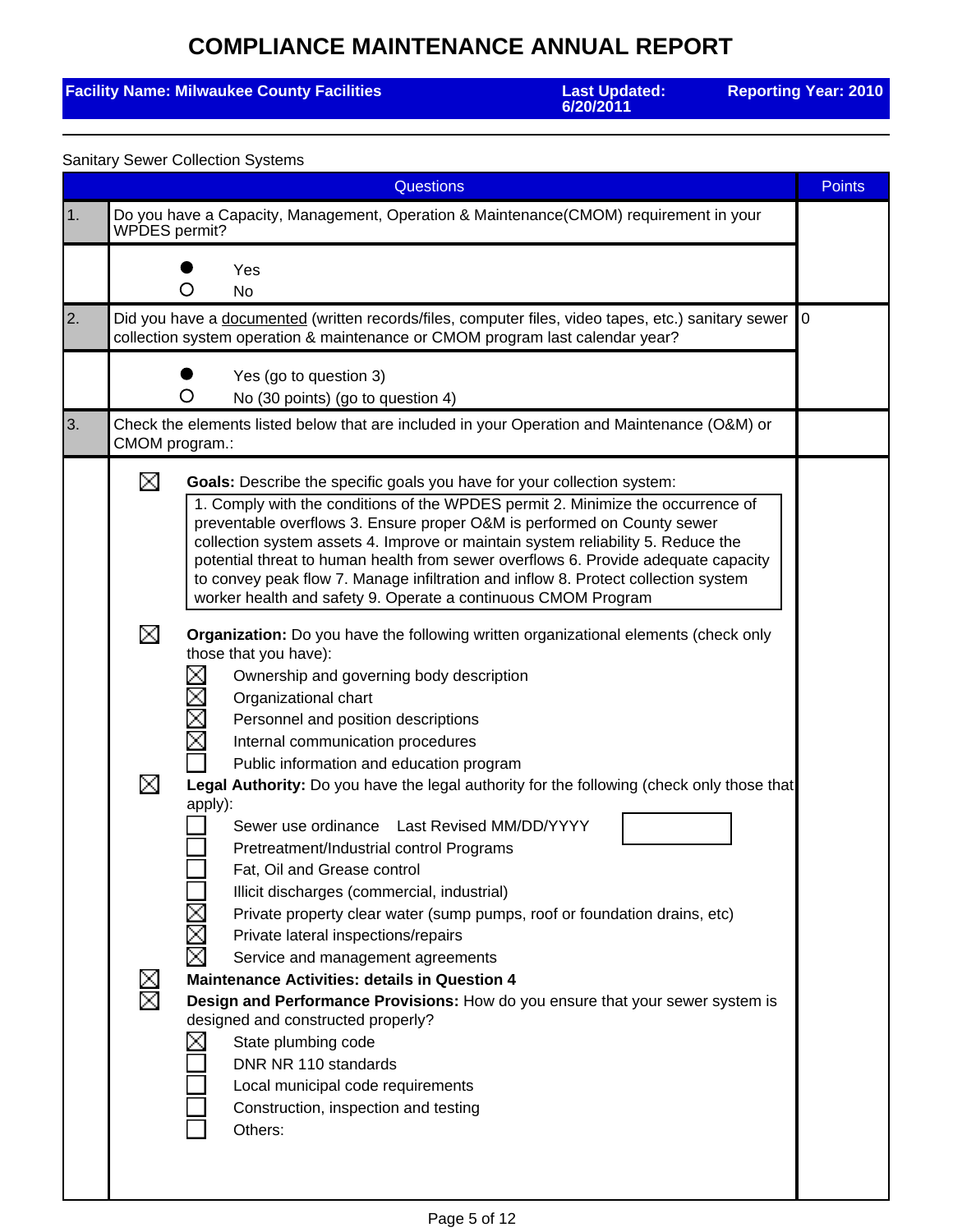# COMPLIANCE MAINTENANCE ANNUAL REPORT

**Facility Name: Milwaukee County Facilities** | **Last Updated: 6/20/2011** | **Reporting Year: 2010**

Sanitary Sewer Collection Systems

| | Questions | Points |
|---|---|---|
| 1. | Do you have a Capacity, Management, Operation & Maintenance(CMOM) requirement in your WPDES permit? | |
| | ● Yes<br>○ No | |
| 2. | Did you have a documented (written records/files, computer files, video tapes, etc.) sanitary sewer collection system operation & maintenance or CMOM program last calendar year? | 0 |
| | ● Yes (go to question 3)<br>○ No (30 points) (go to question 4) | |
| 3. | Check the elements listed below that are included in your Operation and Maintenance (O&M) or CMOM program.: | |

☒ **Goals:** Describe the specific goals you have for your collection system:

> 1. Comply with the conditions of the WPDES permit 2. Minimize the occurrence of preventable overflows 3. Ensure proper O&M is performed on County sewer collection system assets 4. Improve or maintain system reliability 5. Reduce the potential threat to human health from sewer overflows 6. Provide adequate capacity to convey peak flow 7. Manage infiltration and inflow 8. Protect collection system worker health and safety 9. Operate a continuous CMOM Program

☒ **Organization:** Do you have the following written organizational elements (check only those that you have):

- ☒ Ownership and governing body description
- ☒ Organizational chart
- ☒ Personnel and position descriptions
- ☒ Internal communication procedures
- ☐ Public information and education program

☒ **Legal Authority:** Do you have the legal authority for the following (check only those that apply):

- ☐ Sewer use ordinance Last Revised MM/DD/YYYY
- ☐ Pretreatment/Industrial control Programs
- ☐ Fat, Oil and Grease control
- ☐ Illicit discharges (commercial, industrial)
- ☒ Private property clear water (sump pumps, roof or foundation drains, etc)
- ☒ Private lateral inspections/repairs
- ☒ Service and management agreements

☒ **Maintenance Activities: details in Question 4**

☒ **Design and Performance Provisions:** How do you ensure that your sewer system is designed and constructed properly?

- ☒ State plumbing code
- ☐ DNR NR 110 standards
- ☐ Local municipal code requirements
- ☐ Construction, inspection and testing
- ☐ Others: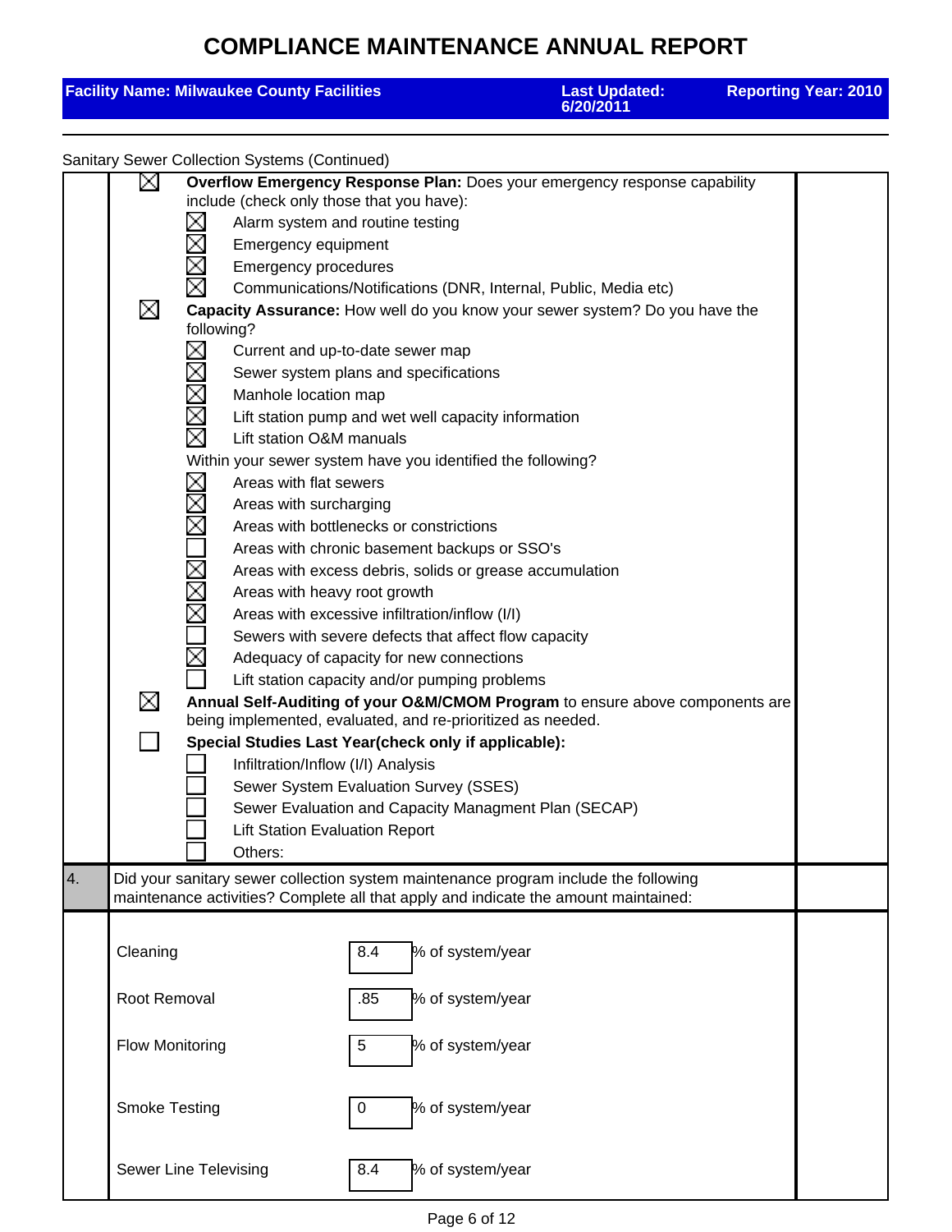# COMPLIANCE MAINTENANCE ANNUAL REPORT

**Facility Name: Milwaukee County Facilities** | **Last Updated: 6/20/2011** | **Reporting Year: 2010**

Sanitary Sewer Collection Systems (Continued)

- [x] **Overflow Emergency Response Plan:** Does your emergency response capability include (check only those that you have):
  - [x] Alarm system and routine testing
  - [x] Emergency equipment
  - [x] Emergency procedures
  - [x] Communications/Notifications (DNR, Internal, Public, Media etc)
- [x] **Capacity Assurance:** How well do you know your sewer system? Do you have the following?
  - [x] Current and up-to-date sewer map
  - [x] Sewer system plans and specifications
  - [x] Manhole location map
  - [x] Lift station pump and wet well capacity information
  - [x] Lift station O&M manuals

  Within your sewer system have you identified the following?
  - [x] Areas with flat sewers
  - [x] Areas with surcharging
  - [x] Areas with bottlenecks or constrictions
  - [ ] Areas with chronic basement backups or SSO's
  - [x] Areas with excess debris, solids or grease accumulation
  - [x] Areas with heavy root growth
  - [x] Areas with excessive infiltration/inflow (I/I)
  - [ ] Sewers with severe defects that affect flow capacity
  - [x] Adequacy of capacity for new connections
  - [ ] Lift station capacity and/or pumping problems
- [x] **Annual Self-Auditing of your O&M/CMOM Program** to ensure above components are being implemented, evaluated, and re-prioritized as needed.
- [ ] **Special Studies Last Year(check only if applicable):**
  - [ ] Infiltration/Inflow (I/I) Analysis
  - [ ] Sewer System Evaluation Survey (SSES)
  - [ ] Sewer Evaluation and Capacity Managment Plan (SECAP)
  - [ ] Lift Station Evaluation Report
  - [ ] Others:

**4.** Did your sanitary sewer collection system maintenance program include the following maintenance activities? Complete all that apply and indicate the amount maintained:

| Activity | Amount | Unit |
|---|---|---|
| Cleaning | 8.4 | % of system/year |
| Root Removal | .85 | % of system/year |
| Flow Monitoring | 5 | % of system/year |
| Smoke Testing | 0 | % of system/year |
| Sewer Line Televising | 8.4 | % of system/year |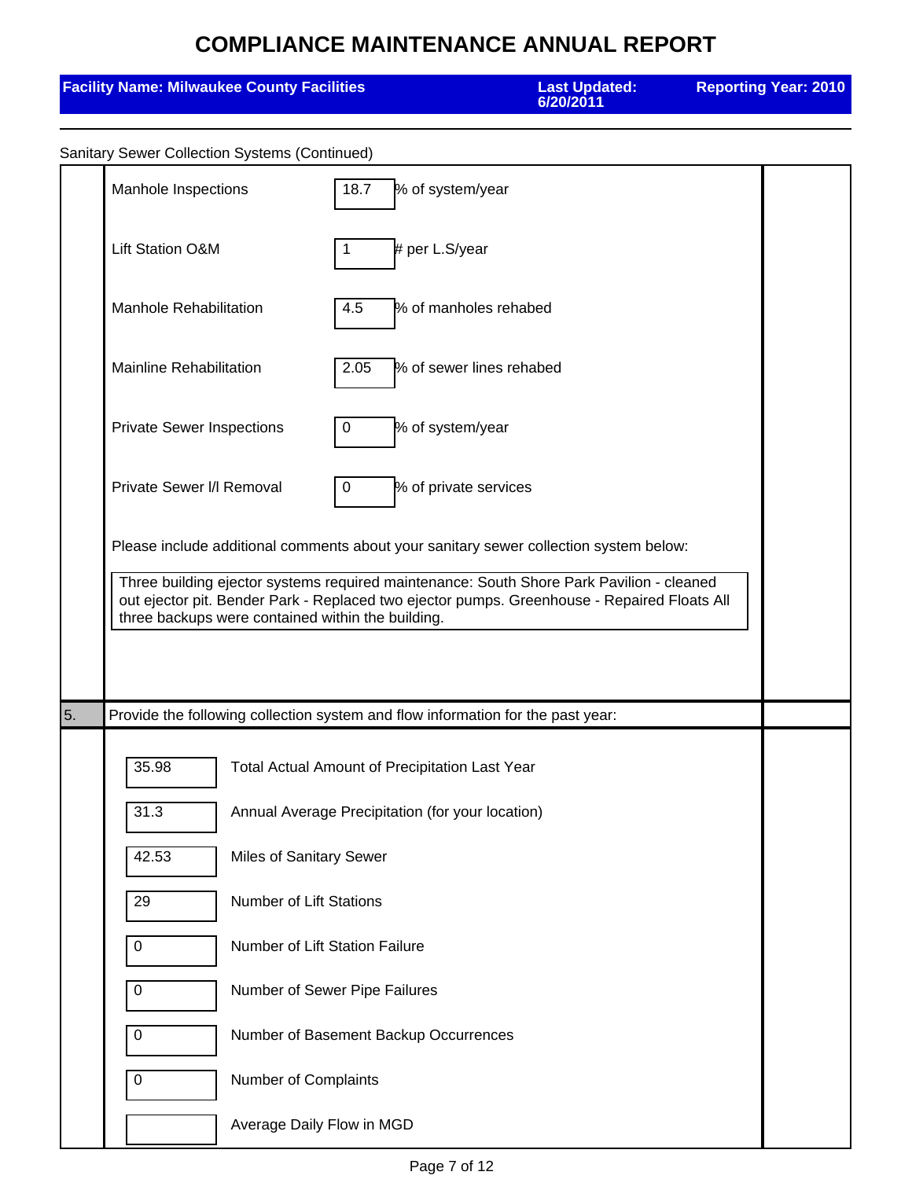# COMPLIANCE MAINTENANCE ANNUAL REPORT

**Facility Name: Milwaukee County Facilities** | **Last Updated: 6/20/2011** | **Reporting Year: 2010**

Sanitary Sewer Collection Systems (Continued)

| Item | Value | Unit |
|---|---|---|
| Manhole Inspections | 18.7 | % of system/year |
| Lift Station O&M | 1 | # per L.S/year |
| Manhole Rehabilitation | 4.5 | % of manholes rehabed |
| Mainline Rehabilitation | 2.05 | % of sewer lines rehabed |
| Private Sewer Inspections | 0 | % of system/year |
| Private Sewer I/I Removal | 0 | % of private services |

Please include additional comments about your sanitary sewer collection system below:

Three building ejector systems required maintenance: South Shore Park Pavilion - cleaned out ejector pit. Bender Park - Replaced two ejector pumps. Greenhouse - Repaired Floats All three backups were contained within the building.

5. Provide the following collection system and flow information for the past year:

| Value | Item |
|---|---|
| 35.98 | Total Actual Amount of Precipitation Last Year |
| 31.3 | Annual Average Precipitation (for your location) |
| 42.53 | Miles of Sanitary Sewer |
| 29 | Number of Lift Stations |
| 0 | Number of Lift Station Failure |
| 0 | Number of Sewer Pipe Failures |
| 0 | Number of Basement Backup Occurrences |
| 0 | Number of Complaints |
| | Average Daily Flow in MGD |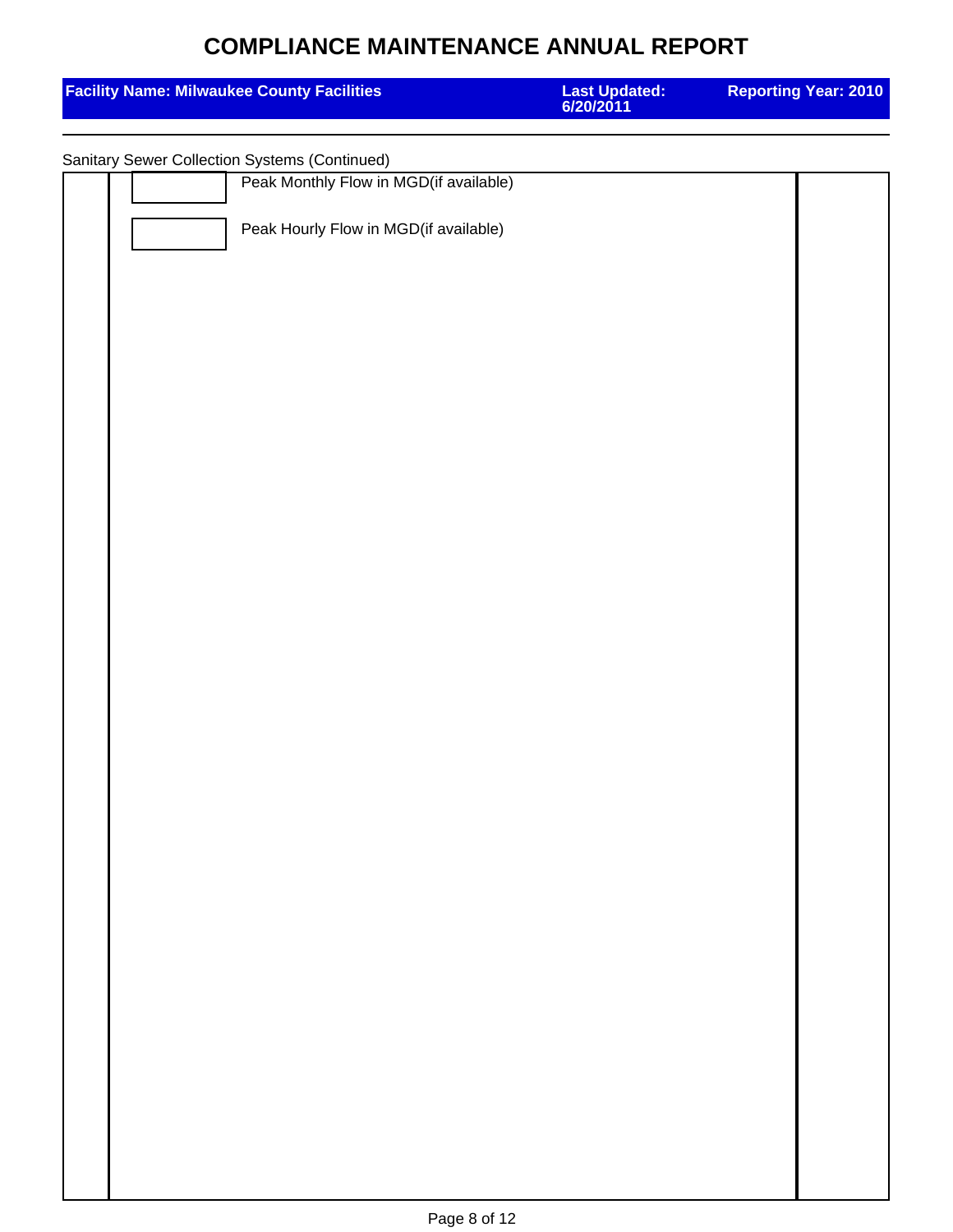# COMPLIANCE MAINTENANCE ANNUAL REPORT

| Facility Name: Milwaukee County Facilities | Last Updated: 6/20/2011 | Reporting Year: 2010 |
|---|---|---|

Sanitary Sewer Collection Systems (Continued)

| | | |
|---|---|---|
| | [ ] Peak Monthly Flow in MGD(if available) | |
| | [ ] Peak Hourly Flow in MGD(if available) | |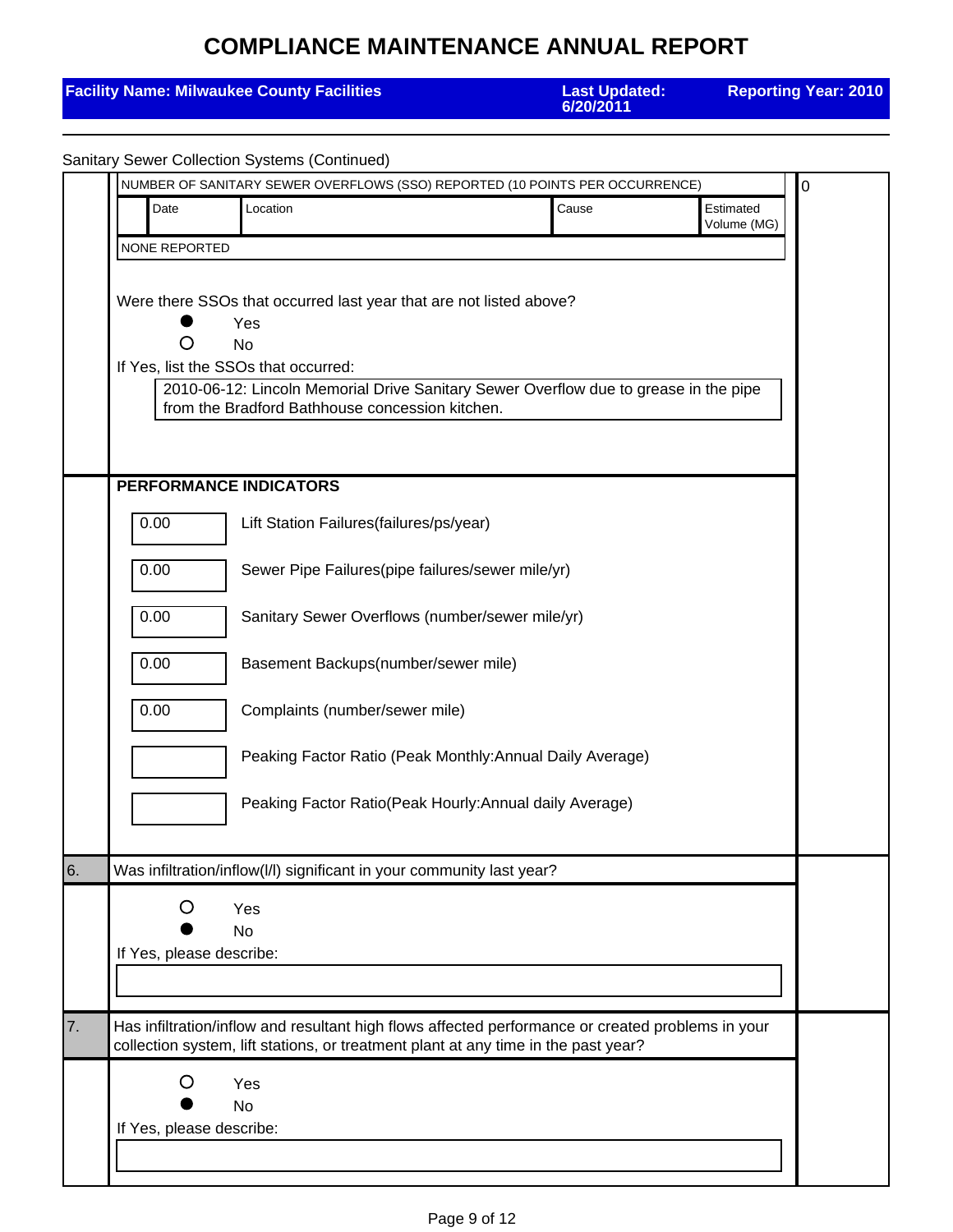# COMPLIANCE MAINTENANCE ANNUAL REPORT

**Facility Name: Milwaukee County Facilities** | **Last Updated: 6/20/2011** | **Reporting Year: 2010**

---

Sanitary Sewer Collection Systems (Continued)

NUMBER OF SANITARY SEWER OVERFLOWS (SSO) REPORTED (10 POINTS PER OCCURRENCE): 0

| Date | Location | Cause | Estimated Volume (MG) |
|---|---|---|---|
| NONE REPORTED | | | |

Were there SSOs that occurred last year that are not listed above?

- ● Yes
- ○ No

If Yes, list the SSOs that occurred:

2010-06-12: Lincoln Memorial Drive Sanitary Sewer Overflow due to grease in the pipe from the Bradford Bathhouse concession kitchen.

**PERFORMANCE INDICATORS**

| Value | Indicator |
|---|---|
| 0.00 | Lift Station Failures(failures/ps/year) |
| 0.00 | Sewer Pipe Failures(pipe failures/sewer mile/yr) |
| 0.00 | Sanitary Sewer Overflows (number/sewer mile/yr) |
| 0.00 | Basement Backups(number/sewer mile) |
| 0.00 | Complaints (number/sewer mile) |
| | Peaking Factor Ratio (Peak Monthly:Annual Daily Average) |
| | Peaking Factor Ratio(Peak Hourly:Annual daily Average) |

6. Was infiltration/inflow(I/I) significant in your community last year?

- ○ Yes
- ● No

If Yes, please describe:

7. Has infiltration/inflow and resultant high flows affected performance or created problems in your collection system, lift stations, or treatment plant at any time in the past year?

- ○ Yes
- ● No

If Yes, please describe: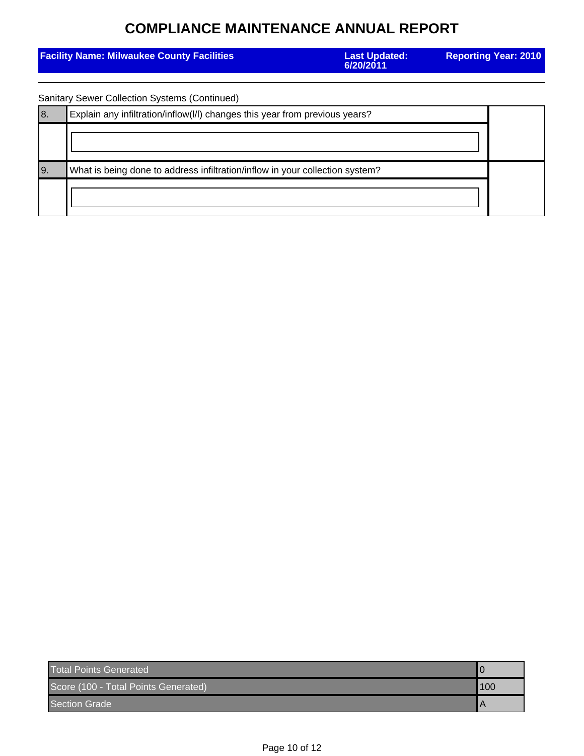# COMPLIANCE MAINTENANCE ANNUAL REPORT

**Facility Name: Milwaukee County Facilities** | **Last Updated: 6/20/2011** | **Reporting Year: 2010**

Sanitary Sewer Collection Systems (Continued)

| | | |
|---|---|---|
| 8. | Explain any infiltration/inflow(I/I) changes this year from previous years? | |
| | | |
| 9. | What is being done to address infiltration/inflow in your collection system? | |
| | | |

| | |
|---|---|
| Total Points Generated | 0 |
| Score (100 - Total Points Generated) | 100 |
| Section Grade | A |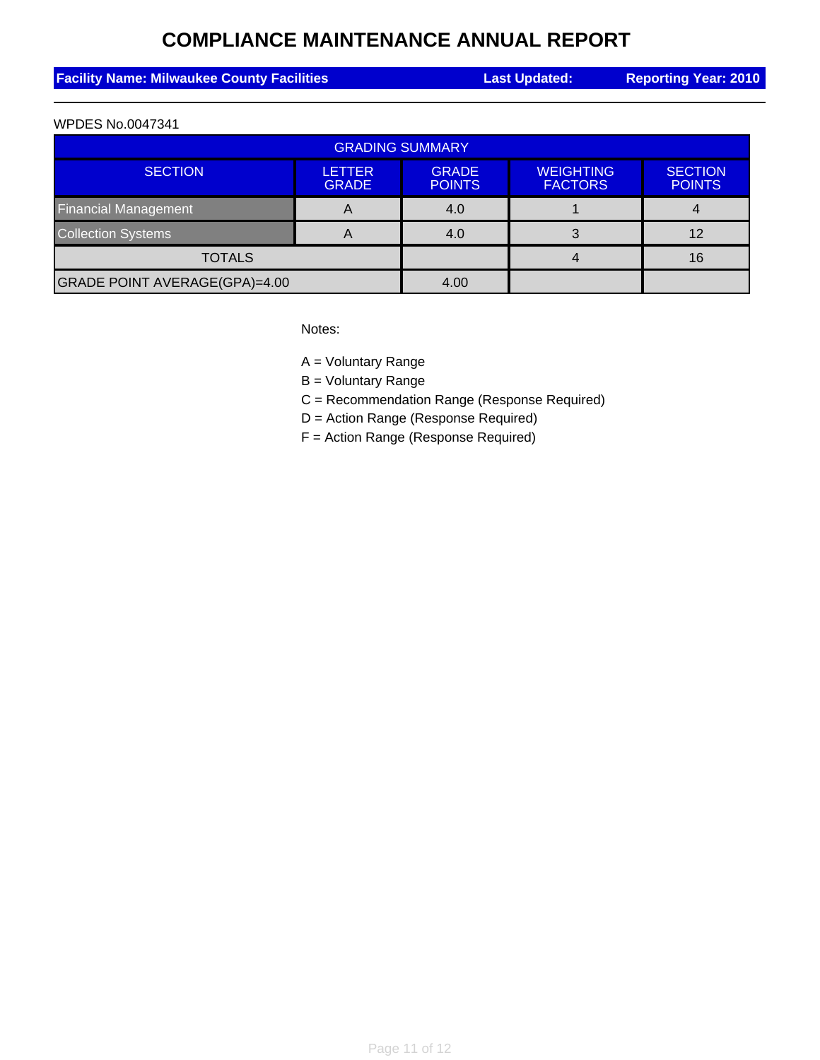# COMPLIANCE MAINTENANCE ANNUAL REPORT

**Facility Name: Milwaukee County Facilities** | **Last Updated:** | **Reporting Year: 2010**

WPDES No.0047341

| GRADING SUMMARY | | | | |
|---|---|---|---|---|
| SECTION | LETTER GRADE | GRADE POINTS | WEIGHTING FACTORS | SECTION POINTS |
| Financial Management | A | 4.0 | 1 | 4 |
| Collection Systems | A | 4.0 | 3 | 12 |
| TOTALS | | | 4 | 16 |
| GRADE POINT AVERAGE(GPA)=4.00 | | 4.00 | | |

Notes:

A = Voluntary Range
B = Voluntary Range
C = Recommendation Range (Response Required)
D = Action Range (Response Required)
F = Action Range (Response Required)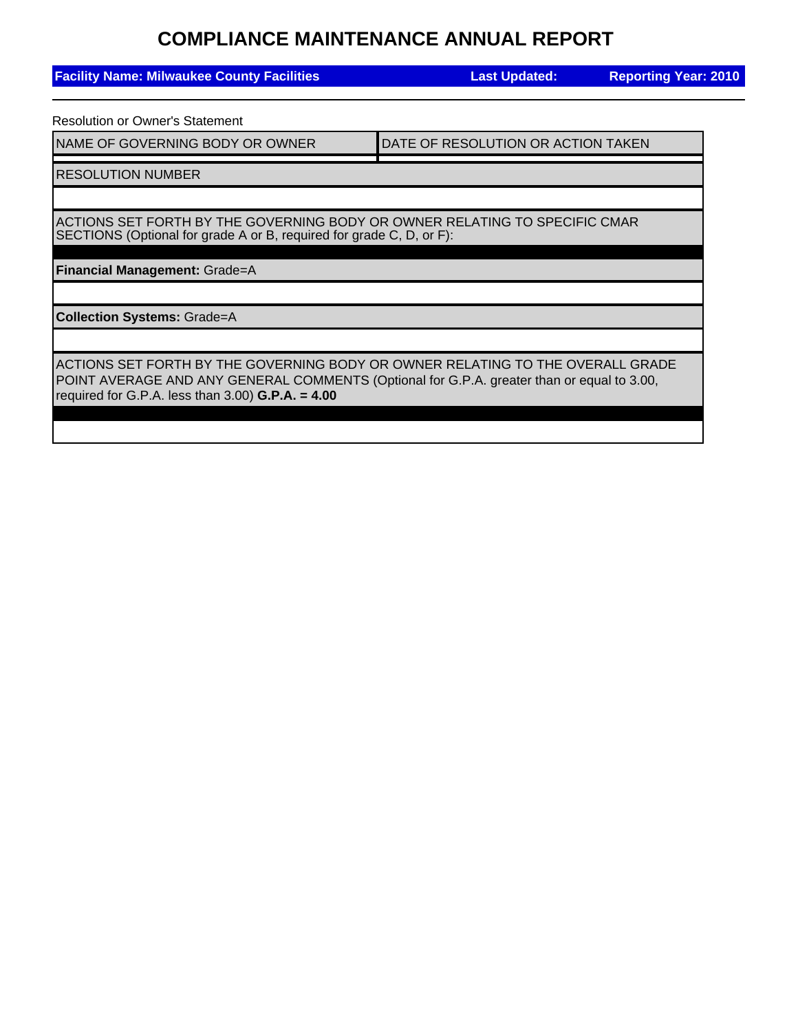# COMPLIANCE MAINTENANCE ANNUAL REPORT

**Facility Name: Milwaukee County Facilities** **Last Updated:** **Reporting Year: 2010**

Resolution or Owner's Statement

| NAME OF GOVERNING BODY OR OWNER | DATE OF RESOLUTION OR ACTION TAKEN |
| --- | --- |
| | |

| RESOLUTION NUMBER |
| --- |
| |

ACTIONS SET FORTH BY THE GOVERNING BODY OR OWNER RELATING TO SPECIFIC CMAR SECTIONS (Optional for grade A or B, required for grade C, D, or F):

**Financial Management:** Grade=A

**Collection Systems:** Grade=A

ACTIONS SET FORTH BY THE GOVERNING BODY OR OWNER RELATING TO THE OVERALL GRADE POINT AVERAGE AND ANY GENERAL COMMENTS (Optional for G.P.A. greater than or equal to 3.00, required for G.P.A. less than 3.00) **G.P.A. = 4.00**